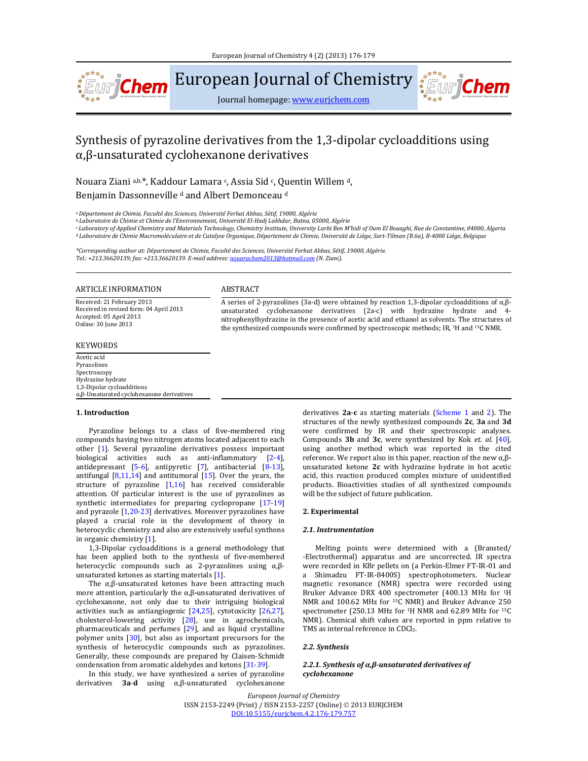# Synthesis of pyrazoline derivatives from the 1,3-dipolar cycloadditions using α,β-unsaturated cyclohexanone derivatives

Nouara Ziani [a,b,*], Kaddour Lamara [c], Assia Sid [c], Quentin Willem [d], Benjamin Dassonneville [d] and Albert Demonceau [d]

[a] *Département de Chimie, Faculté des Sciences, Université Ferhat Abbas, Sétif, 19000, Algérie*
[b] *Laboratoire de Chimie et Chimie de l'Environnement, Université El-Hadj Lakhdar, Batna, 05000, Algérie*
[c] *Laboratory of Applied Chemistry and Materials Technology, Chemistry Institute, University Larbi Ben M'hidi of Oum El Bouaghi, Rue de Constantine, 04000, Algeria*
[d] *Laboratoire de Chimie Macromoléculaire et de Catalyse Organique, Département de Chimie, Université de Liège, Sart-Tilman (B.6a), B-4000 Liège, Belgique*

*\*Corresponding author at: Département de Chimie, Faculté des Sciences, Université Ferhat Abbas, Sétif, 19000, Algérie.*
*Tel.: +213.36620139; fax: +213.36620139. E-mail address: nouarachem2013@hotmail.com (N. Ziani).*

## ARTICLE INFORMATION

Received: 21 February 2013
Received in revised form: 04 April 2013
Accepted: 05 April 2013
Online: 30 June 2013

## KEYWORDS

Acetic acid
Pyrazolines
Spectroscopy
Hydrazine hydrate
1,3-Dipolar cycloadditions
α,β-Unsaturated cyclohexanone derivatives

## ABSTRACT

A series of 2-pyrazolines (3a-d) were obtained by reaction 1,3-dipolar cycloadditions of α,β-unsaturated cyclohexanone derivatives (2a-c) with hydrazine hydrate and 4-nitrophenylhydrazine in the presence of acetic acid and ethanol as solvents. The structures of the synthesized compounds were confirmed by spectroscopic methods; IR, $^{1}H$ and $^{13}C$ NMR.

## 1. Introduction

Pyrazoline belongs to a class of five-membered ring compounds having two nitrogen atoms located adjacent to each other [1]. Several pyrazoline derivatives possess important biological activities such as anti-inflammatory [2-4], antidepressant [5-6], antipyretic [7], antibacterial [8-13], antifungal [8,11,14] and antitumoral [15]. Over the years, the structure of pyrazoline [1,16] has received considerable attention. Of particular interest is the use of pyrazolines as synthetic intermediates for preparing cyclopropane [17-19] and pyrazole [1,20-23] derivatives. Moreover pyrazolines have played a crucial role in the development of theory in heterocyclic chemistry and also are extensively useful synthons in organic chemistry [1].

1,3-Dipolar cycloadditions is a general methodology that has been applied both to the synthesis of five-membered heterocyclic compounds such as 2-pyrazolines using α,β-unsaturated ketones as starting materials [1].

The α,β-unsaturated ketones have been attracting much more attention, particularly the α,β-unsaturated derivatives of cyclohexanone, not only due to their intriguing biological activities such as antiangiogenic [24,25], cytotoxicity [26,27], cholesterol-lowering activity [28], use in agrochemicals, pharmaceuticals and perfumes [29], and as liquid crystalline polymer units [30], but also as important precursors for the synthesis of heterocyclic compounds such as pyrazolines. Generally, these compounds are prepared by Claisen-Schmidt condensation from aromatic aldehydes and ketons [31-39].

In this study, we have synthesized a series of pyrazoline derivatives **3a-d** using α,β-unsaturated cyclohexanone derivatives **2a-c** as starting materials (Scheme 1 and 2). The structures of the newly synthesized compounds **2c**, **3a** and **3d** were confirmed by IR and their spectroscopic analyses. Compounds **3b** and **3c**, were synthesized by Kok *et. al.* [40], using another method which was reported in the cited reference. We report also in this paper, reaction of the new α,β-unsaturated ketone **2c** with hydrazine hydrate in hot acetic acid, this reaction produced complex mixture of unidentified products. Bioactivities studies of all synthesized compounds will be the subject of future publication.

## 2. Experimental

### *2.1. Instrumentation*

Melting points were determined with a (Bransted/-Electrothermal) apparatus and are uncorrected. IR spectra were recorded in KBr pellets on (a Perkin-Elmer FT-IR-01 and a Shimadzu FT-IR-8400S) spectrophotometers. Nuclear magnetic resonance (NMR) spectra were recorded using Bruker Advance DRX 400 spectrometer (400.13 MHz for $^{1}H$ NMR and 100.62 MHz for $^{13}C$ NMR) and Bruker Advance 250 spectrometer (250.13 MHz for $^{1}H$ NMR and 62.89 MHz for $^{13}C$ NMR). Chemical shift values are reported in ppm relative to TMS as internal reference in $CDCl_3$.

### *2.2. Synthesis*

#### *2.2.1. Synthesis of α,β-unsaturated derivatives of cyclohexanone*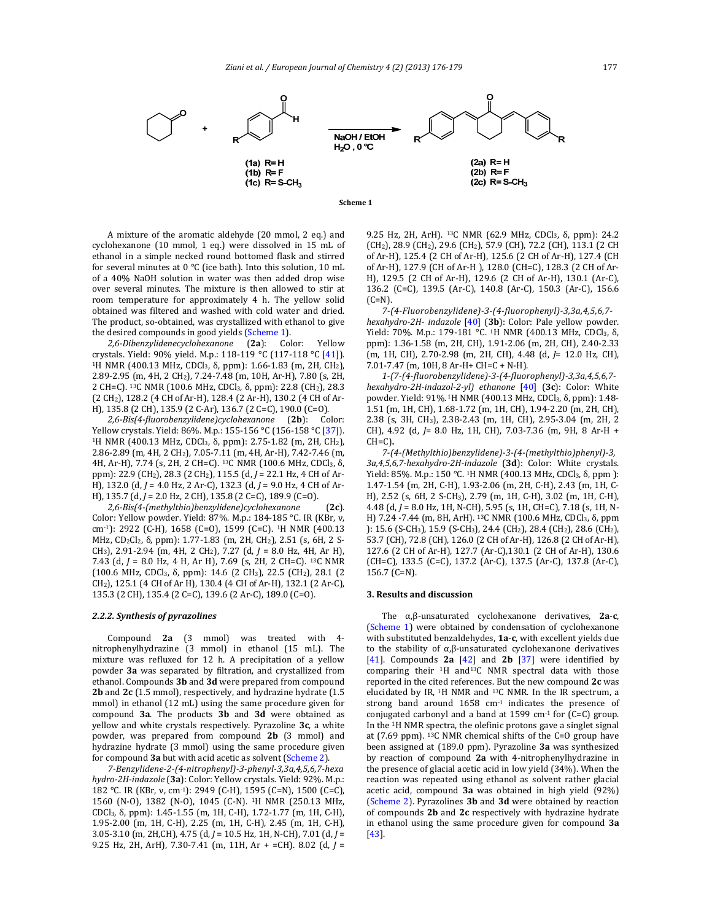Scheme 1

A mixture of the aromatic aldehyde (20 mmol, 2 eq.) and cyclohexanone (10 mmol, 1 eq.) were dissolved in 15 mL of ethanol in a simple necked round bottomed flask and stirred for several minutes at 0 °C (ice bath). Into this solution, 10 mL of a 40% NaOH solution in water was then added drop wise over several minutes. The mixture is then allowed to stir at room temperature for approximately 4 h. The yellow solid obtained was filtered and washed with cold water and dried. The product, so-obtained, was crystallized with ethanol to give the desired compounds in good yields (Scheme 1).

*2,6-Dibenzylidenecyclohexanone* (**2a**): Color: Yellow crystals. Yield: 90% yield. M.p.: 118-119 °C (117-118 °C [41]). $^1$H NMR (400.13 MHz, $CDCl_3$, δ, ppm): 1.66-1.83 (m, 2H, $CH_2$), 2.89-2.95 (m, 4H, 2 $CH_2$), 7.24-7.48 (m, 10H, Ar-H), 7.80 (s, 2H, 2 CH=C). $^{13}$C NMR (100.6 MHz, $CDCl_3$, δ, ppm): 22.8 ($CH_2$), 28.3 (2 $CH_2$), 128.2 (4 CH of Ar-H), 128.4 (2 Ar-H), 130.2 (4 CH of Ar-H), 135.8 (2 CH), 135.9 (2 C-Ar), 136.7 (2 C=C), 190.0 (C=O).

*2,6-Bis(4-fluorobenzylidene)cyclohexanone* (**2b**): Color: Yellow crystals. Yield: 86%. M.p.: 155-156 °C (156-158 °C [37]). $^1$H NMR (400.13 MHz, $CDCl_3$, δ, ppm): 2.75-1.82 (m, 2H, $CH_2$), 2.86-2.89 (m, 4H, 2 $CH_2$), 7.05-7.11 (m, 4H, Ar-H), 7.42-7.46 (m, 4H, Ar-H), 7.74 (s, 2H, 2 CH=C). $^{13}$C NMR (100.6 MHz, $CDCl_3$, δ, ppm): 22.9 ($CH_2$), 28.3 (2 $CH_2$), 115.5 (d, *J* = 22.1 Hz, 4 CH of Ar-H), 132.0 (d, *J* = 4.0 Hz, 2 Ar-C), 132.3 (d, *J* = 9.0 Hz, 4 CH of Ar-H), 135.7 (d, *J* = 2.0 Hz, 2 CH), 135.8 (2 C=C), 189.9 (C=O).

*2,6-Bis(4-(methylthio)benzylidene)cyclohexanone* (**2c**). Color: Yellow powder. Yield: 87%. M.p.: 184-185 °C. IR (KBr, ν, cm$^{-1}$): 2922 (C-H), 1658 (C=O), 1599 (C=C). $^1$H NMR (400.13 MHz, $CD_2Cl_2$, δ, ppm): 1.77-1.83 (m, 2H, $CH_2$), 2.51 (s, 6H, 2 S-$CH_3$), 2.91-2.94 (m, 4H, 2 $CH_2$), 7.27 (d, *J* = 8.0 Hz, 4H, Ar H), 7.43 (d, *J* = 8.0 Hz, 4 H, Ar H), 7.69 (s, 2H, 2 CH=C). $^{13}$C NMR (100.6 MHz, $CDCl_3$, δ, ppm): 14.6 (2 $CH_3$), 22.5 ($CH_2$), 28.1 (2 $CH_2$), 125.1 (4 CH of Ar H), 130.4 (4 CH of Ar-H), 132.1 (2 Ar-C), 135.3 (2 CH), 135.4 (2 C=C), 139.6 (2 Ar-C), 189.0 (C=O).

#### 2.2.2. Synthesis of pyrazolines

Compound **2a** (3 mmol) was treated with 4-nitrophenylhydrazine (3 mmol) in ethanol (15 mL). The mixture was refluxed for 12 h. A precipitation of a yellow powder **3a** was separated by filtration, and crystallized from ethanol. Compounds **3b** and **3d** were prepared from compound **2b** and **2c** (1.5 mmol), respectively, and hydrazine hydrate (1.5 mmol) in ethanol (12 mL) using the same procedure given for compound **3a**. The products **3b** and **3d** were obtained as yellow and white crystals respectively. Pyrazoline **3c**, a white powder, was prepared from compound **2b** (3 mmol) and hydrazine hydrate (3 mmol) using the same procedure given for compound **3a** but with acid acetic as solvent (Scheme 2).

*7-Benzylidene-2-(4-nitrophenyl)-3-phenyl-3,3a,4,5,6,7-hexa hydro-2H-indazole* (**3a**): Color: Yellow crystals. Yield: 92%. M.p.: 182 °C. IR (KBr, ν, cm$^{-1}$): 2949 (C-H), 1595 (C=N), 1500 (C=C), 1560 (N-O), 1382 (N-O), 1045 (C-N). $^1$H NMR (250.13 MHz, $CDCl_3$, δ, ppm): 1.45-1.55 (m, 1H, C-H), 1.72-1.77 (m, 1H, C-H), 1.95-2.00 (m, 1H, C-H), 2.25 (m, 1H, C-H), 2.45 (m, 1H, C-H), 3.05-3.10 (m, 2H,CH), 4.75 (d, *J* = 10.5 Hz, 1H, N-CH), 7.01 (d, *J* = 9.25 Hz, 2H, ArH), 7.30-7.41 (m, 11H, Ar + =CH). 8.02 (d, *J* = 9.25 Hz, 2H, ArH). $^{13}$C NMR (62.9 MHz, $CDCl_3$, δ, ppm): 24.2 ($CH_2$), 28.9 ($CH_2$), 29.6 ($CH_2$), 57.9 (CH), 72.2 (CH), 113.1 (2 CH of Ar-H), 125.4 (2 CH of Ar-H), 125.6 (2 CH of Ar-H), 127.4 (CH of Ar-H), 127.9 (CH of Ar-H ), 128.0 (CH=C), 128.3 (2 CH of Ar-H), 129.5 (2 CH of Ar-H), 129.6 (2 CH of Ar-H), 130.1 (Ar-C), 136.2 (C=C), 139.5 (Ar-C), 140.8 (Ar-C), 150.3 (Ar-C), 156.6 (C=N).

*7-(4-Fluorobenzylidene)-3-(4-fluorophenyl)-3,3a,4,5,6,7-hexahydro-2H- indazole* [40] (**3b**): Color: Pale yellow powder. Yield: 70%. M.p.: 179-181 °C. $^1$H NMR (400.13 MHz, $CDCl_3$, δ, ppm): 1.36-1.58 (m, 2H, CH), 1.91-2.06 (m, 2H, CH), 2.40-2.33 (m, 1H, CH), 2.70-2.98 (m, 2H, CH), 4.48 (d, *J*= 12.0 Hz, CH), 7.01-7.47 (m, 10H, 8 Ar-H+ CH=C + N-H).

*1-(7-(4-fluorobenzylidene)-3-(4-fluorophenyl)-3,3a,4,5,6,7-hexahydro-2H-indazol-2-yl) ethanone* [40] (**3c**): Color: White powder. Yield: 91%. $^1$H NMR (400.13 MHz, $CDCl_3$, δ, ppm): 1.48-1.51 (m, 1H, CH), 1.68-1.72 (m, 1H, CH), 1.94-2.20 (m, 2H, CH), 2.38 (s, 3H, $CH_3$), 2.38-2.43 (m, 1H, CH), 2.95-3.04 (m, 2H, 2 CH), 4.92 (d, *J*= 8.0 Hz, 1H, CH), 7.03-7.36 (m, 9H, 8 Ar-H + CH=C).

*7-(4-(Methylthio)benzylidene)-3-(4-(methylthio)phenyl)-3,3a,4,5,6,7-hexahydro-2H-indazole* (**3d**): Color: White crystals. Yield: 85%. M.p.: 150 °C. $^1$H NMR (400.13 MHz, $CDCl_3$, δ, ppm ): 1.47-1.54 (m, 2H, C-H), 1.93-2.06 (m, 2H, C-H), 2.43 (m, 1H, C-H), 2.52 (s, 6H, 2 S-$CH_3$), 2.79 (m, 1H, C-H), 3.02 (m, 1H, C-H), 4.48 (d, *J* = 8.0 Hz, 1H, N-CH), 5.95 (s, 1H, CH=C), 7.18 (s, 1H, N-H) 7.24 -7.44 (m, 8H, ArH). $^{13}$C NMR (100.6 MHz, $CDCl_3$, δ, ppm ): 15.6 (S-$CH_3$), 15.9 (S-$CH_3$), 24.4 ($CH_2$), 28.4 ($CH_2$), 28.6 ($CH_2$), 53.7 (CH), 72.8 (CH), 126.0 (2 CH of Ar-H), 126.8 (2 CH of Ar-H), 127.6 (2 CH of Ar-H), 127.7 (Ar-C),130.1 (2 CH of Ar-H), 130.6 (CH=C), 133.5 (C=C), 137.2 (Ar-C), 137.5 (Ar-C), 137.8 (Ar-C), 156.7 (C=N).

### 3. Results and discussion

The α,β-unsaturated cyclohexanone derivatives, **2a**-**c**, (Scheme 1) were obtained by condensation of cyclohexanone with substituted benzaldehydes, **1a**-**c**, with excellent yields due to the stability of α,β-unsaturated cyclohexanone derivatives [41]. Compounds **2a** [42] and **2b** [37] were identified by comparing their $^1$H and $^{13}$C NMR spectral data with those reported in the cited references. But the new compound **2c** was elucidated by IR, $^1$H NMR and $^{13}$C NMR. In the IR spectrum, a strong band around 1658 cm$^{-1}$ indicates the presence of conjugated carbonyl and a band at 1599 cm$^{-1}$ for (C=C) group. In the $^1$H NMR spectra, the olefinic protons gave a singlet signal at (7.69 ppm). $^{13}$C NMR chemical shifts of the C=O group have been assigned at (189.0 ppm). Pyrazoline **3a** was synthesized by reaction of compound **2a** with 4-nitrophenylhydrazine in the presence of glacial acetic acid in low yield (34%). When the reaction was repeated using ethanol as solvent rather glacial acetic acid, compound **3a** was obtained in high yield (92%) (Scheme 2). Pyrazolines **3b** and **3d** were obtained by reaction of compounds **2b** and **2c** respectively with hydrazine hydrate in ethanol using the same procedure given for compound **3a** [43].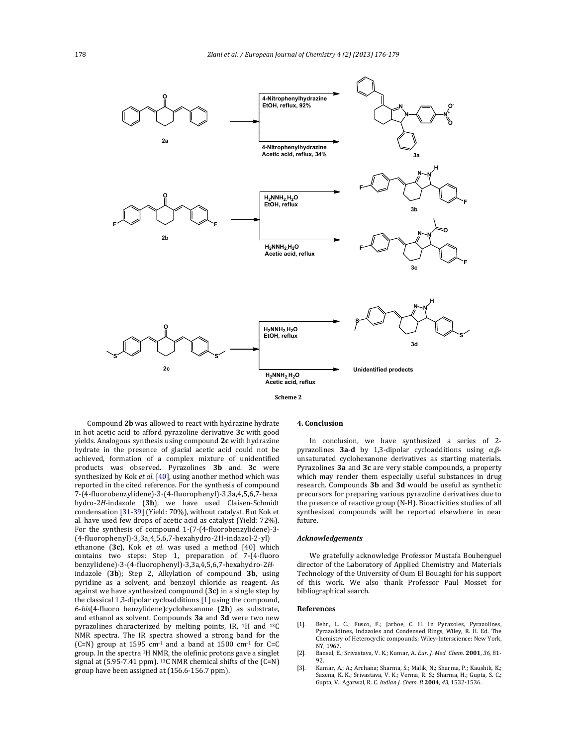Scheme 2

Compound **2b** was allowed to react with hydrazine hydrate in hot acetic acid to afford pyrazoline derivative **3c** with good yields. Analogous synthesis using compound **2c** with hydrazine hydrate in the presence of glacial acetic acid could not be achieved, formation of a complex mixture of unidentified products was observed. Pyrazolines **3b** and **3c** were synthesized by Kok *et al*. [40], using another method which was reported in the cited reference. For the synthesis of compound 7-(4-fluorobenzylidene)-3-(4-fluorophenyl)-3,3a,4,5,6,7-hexahydro-2*H*-indazole (**3b**), we have used Claisen-Schmidt condensation [31-39] (Yield: 70%), without catalyst. But Kok et al. have used few drops of acetic acid as catalyst (Yield: 72%). For the synthesis of compound 1-(7-(4-fluorobenzylidene)-3-(4-fluorophenyl)-3,3a,4,5,6,7-hexahydro-2H-indazol-2-yl) ethanone (**3c**), Kok *et al*. was used a method [40] which contains two steps: Step 1, preparation of 7-(4-fluoro benzylidene)-3-(4-fluorophenyl)-3,3a,4,5,6,7-hexahydro-2*H*-indazole (**3b**); Step 2, Alkylation of compound **3b**, using pyridine as a solvent, and benzoyl chloride as reagent. As against we have synthesized compound (**3c**) in a single step by the classical 1,3-dipolar cycloadditions [1] using the compound, 6-*bis*(4-fluoro benzylidene)cyclohexanone (**2b**) as substrate, and ethanol as solvent. Compounds **3a** and **3d** were two new pyrazolines characterized by melting points, IR, $^{1}$H and $^{13}$C NMR spectra. The IR spectra showed a strong band for the (C=N) group at 1595 cm$^{-1}$ and a band at 1500 cm$^{-1}$ for C=C group. In the spectra $^{1}$H NMR, the olefinic protons gave a singlet signal at (5.95-7.41 ppm). $^{13}$C NMR chemical shifts of the (C=N) group have been assigned at (156.6-156.7 ppm).

## 4. Conclusion

In conclusion, we have synthesized a series of 2-pyrazolines **3a-d** by 1,3-dipolar cycloadditions using α,β-unsaturated cyclohexanone derivatives as starting materials. Pyrazolines **3a** and **3c** are very stable compounds, a property which may render them especially useful substances in drug research. Compounds **3b** and **3d** would be useful as synthetic precursors for preparing various pyrazoline derivatives due to the presence of reactive group (N-H). Bioactivities studies of all synthesized compounds will be reported elsewhere in near future.

### *Acknowledgements*

We gratefully acknowledge Professor Mustafa Bouhenguel director of the Laboratory of Applied Chemistry and Materials Technology of the University of Oum El Bouaghi for his support of this work. We also thank Professor Paul Mosset for bibliographical search.

## References

[1]. Behr, L. C.; Fusco, F.; Jarboe, C. H. In Pyrazoles, Pyrazolines, Pyrazolidines, Indazoles and Condensed Rings, Wiley, R. H. Ed. The Chemistry of Heterocyclic compounds; Wiley-Interscience: New York, NY, 1967.

[2]. Bansal, E.; Srivastava, V. K.; Kumar, A. *Eur. J. Med. Chem.* **2001**, *36*, 81-92.

[3]. Kumar, A.; A.; Archana; Sharma, S.; Malik, N.; Sharma, P.; Kaushik, K.; Saxena, K. K.; Srivastava, V. K.; Verma, R. S.; Sharma, H.; Gupta, S. C.; Gupta, V.; Agarwal, R. C. *Indian J. Chem. B* **2004**, *43*, 1532-1536.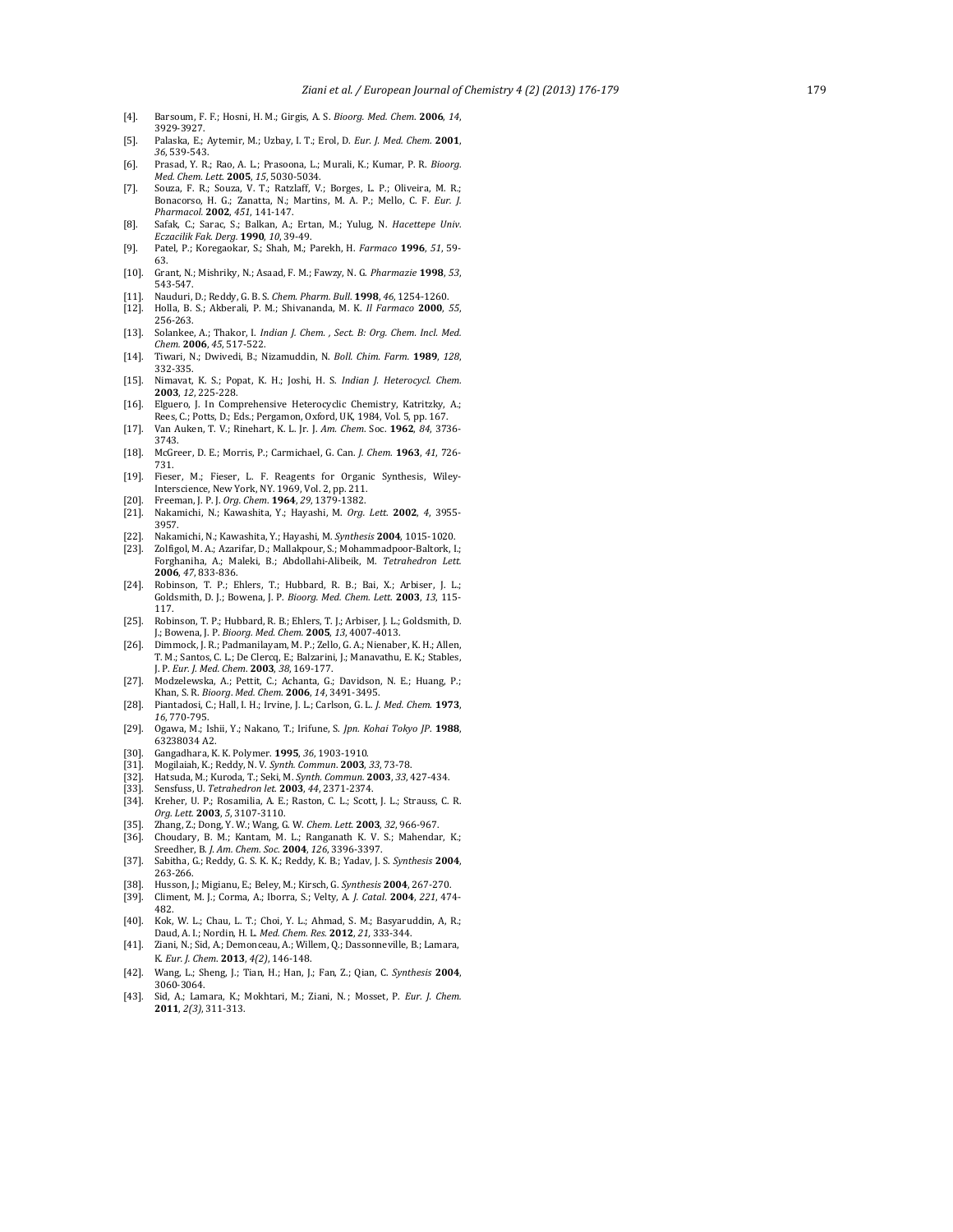[4]. Barsoum, F. F.; Hosni, H. M.; Girgis, A. S. *Bioorg. Med. Chem.* **2006**, *14*, 3929-3927.

[5]. Palaska, E.; Aytemir, M.; Uzbay, I. T.; Erol, D. *Eur. J. Med. Chem.* **2001**, *36*, 539-543.

[6]. Prasad, Y. R.; Rao, A. L.; Prasoona, L.; Murali, K.; Kumar, P. R. *Bioorg. Med. Chem. Lett.* **2005**, *15*, 5030-5034.

[7]. Souza, F. R.; Souza, V. T.; Ratzlaff, V.; Borges, L. P.; Oliveira, M. R.; Bonacorso, H. G.; Zanatta, N.; Martins, M. A. P.; Mello, C. F. *Eur. J. Pharmacol.* **2002**, *451*, 141-147.

[8]. Safak, C.; Sarac, S.; Balkan, A.; Ertan, M.; Yulug, N. *Hacettepe Univ. Eczacilik Fak. Derg.* **1990**, *10*, 39-49.

[9]. Patel, P.; Koregaokar, S.; Shah, M.; Parekh, H. *Farmaco* **1996**, *51*, 59-63.

[10]. Grant, N.; Mishriky, N.; Asaad, F. M.; Fawzy, N. G. *Pharmazie* **1998**, *53*, 543-547.

[11]. Nauduri, D.; Reddy, G. B. S. *Chem. Pharm. Bull.* **1998**, *46*, 1254-1260.

[12]. Holla, B. S.; Akberali, P. M.; Shivananda, M. K. *Il Farmaco* **2000**, *55*, 256-263.

[13]. Solankee, A.; Thakor, I. *Indian J. Chem. , Sect. B: Org. Chem. Incl. Med. Chem.* **2006**, *45*, 517-522.

[14]. Tiwari, N.; Dwivedi, B.; Nizamuddin, N. *Boll. Chim. Farm.* **1989**, *128*, 332-335.

[15]. Nimavat, K. S.; Popat, K. H.; Joshi, H. S. *Indian J. Heterocycl. Chem.* **2003**, *12*, 225-228.

[16]. Elguero, J. In Comprehensive Heterocyclic Chemistry, Katritzky, A.; Rees, C.; Potts, D.; Eds.; Pergamon, Oxford, UK, 1984, Vol. 5, pp. 167.

[17]. Van Auken, T. V.; Rinehart, K. L. Jr. J. *Am. Chem.* Soc. **1962**, *84*, 3736-3743.

[18]. McGreer, D. E.; Morris, P.; Carmichael, G. Can. *J. Chem.* **1963**, *41*, 726-731.

[19]. Fieser, M.; Fieser, L. F. Reagents for Organic Synthesis, Wiley-Interscience, New York, NY. 1969, Vol. 2, pp. 211.

[20]. Freeman, J. P. J. *Org. Chem.* **1964**, *29*, 1379-1382.

[21]. Nakamichi, N.; Kawashita, Y.; Hayashi, M. *Org. Lett.* **2002**, *4*, 3955-3957.

[22]. Nakamichi, N.; Kawashita, Y.; Hayashi, M. *Synthesis* **2004**, 1015-1020.

[23]. Zolfigol, M. A.; Azarifar, D.; Mallakpour, S.; Mohammadpoor-Baltork, I.; Forghaniha, A.; Maleki, B.; Abdollahi-Alibeik, M. *Tetrahedron Lett.* **2006**, *47*, 833-836.

[24]. Robinson, T. P.; Ehlers, T.; Hubbard, R. B.; Bai, X.; Arbiser, J. L.; Goldsmith, D. J.; Bowena, J. P. *Bioorg. Med. Chem. Lett.* **2003**, *13*, 115-117.

[25]. Robinson, T. P.; Hubbard, R. B.; Ehlers, T. J.; Arbiser, J. L.; Goldsmith, D. J.; Bowena, J. P. *Bioorg. Med. Chem.* **2005**, *13*, 4007-4013.

[26]. Dimmock, J. R.; Padmanilayam, M. P.; Zello, G. A.; Nienaber, K. H.; Allen, T. M.; Santos, C. L.; De Clercq, E.; Balzarini, J.; Manavathu, E. K.; Stables, J. P. *Eur. J. Med. Chem.* **2003**, *38*, 169-177.

[27]. Modzelewska, A.; Pettit, C.; Achanta, G.; Davidson, N. E.; Huang, P.; Khan, S. R. *Bioorg. Med. Chem.* **2006**, *14*, 3491-3495.

[28]. Piantadosi, C.; Hall, I. H.; Irvine, J. L.; Carlson, G. L. *J. Med. Chem.* **1973**, *16*, 770-795.

[29]. Ogawa, M.; Ishii, Y.; Nakano, T.; Irifune, S. *Jpn. Kohai Tokyo JP.* **1988**, 63238034 A2.

[30]. Gangadhara, K. K. Polymer. **1995**, *36*, 1903-1910.

[31]. Mogilaiah, K.; Reddy, N. V. *Synth. Commun.* **2003**, *33*, 73-78.

[32]. Hatsuda, M.; Kuroda, T.; Seki, M. *Synth. Commun.* **2003**, *33*, 427-434.

[33]. Sensfuss, U. *Tetrahedron let.* **2003**, *44*, 2371-2374.

[34]. Kreher, U. P.; Rosamilia, A. E.; Raston, C. L.; Scott, J. L.; Strauss, C. R. *Org. Lett.* **2003**, *5*, 3107-3110.

[35]. Zhang, Z.; Dong, Y. W.; Wang, G. W. *Chem. Lett.* **2003**, *32*, 966-967.

[36]. Choudary, B. M.; Kantam, M. L.; Ranganath K. V. S.; Mahendar, K.; Sreedher, B. *J. Am. Chem. Soc.* **2004**, *126*, 3396-3397.

[37]. Sabitha, G.; Reddy, G. S. K. K.; Reddy, K. B.; Yadav, J. S. *Synthesis* **2004**, 263-266.

[38]. Husson, J.; Migianu, E.; Beley, M.; Kirsch, G. *Synthesis* **2004**, 267-270.

[39]. Climent, M. J.; Corma, A.; Iborra, S.; Velty, A. *J. Catal.* **2004**, *221*, 474-482.

[40]. Kok, W. L.; Chau, L. T.; Choi, Y. L.; Ahmad, S. M.; Basyaruddin, A, R.; Daud, A. I.; Nordin, H. L. *Med. Chem. Res.* **2012**, *21*, 333-344.

[41]. Ziani, N.; Sid, A.; Demonceau, A.; Willem, Q.; Dassonneville, B.; Lamara, K. *Eur. J. Chem.* **2013**, *4(2)*, 146-148.

[42]. Wang, L.; Sheng, J.; Tian, H.; Han, J.; Fan, Z.; Qian, C. *Synthesis* **2004**, 3060-3064.

[43]. Sid, A.; Lamara, K.; Mokhtari, M.; Ziani, N. ; Mosset, P. *Eur. J. Chem.* **2011**, *2(3)*, 311-313.